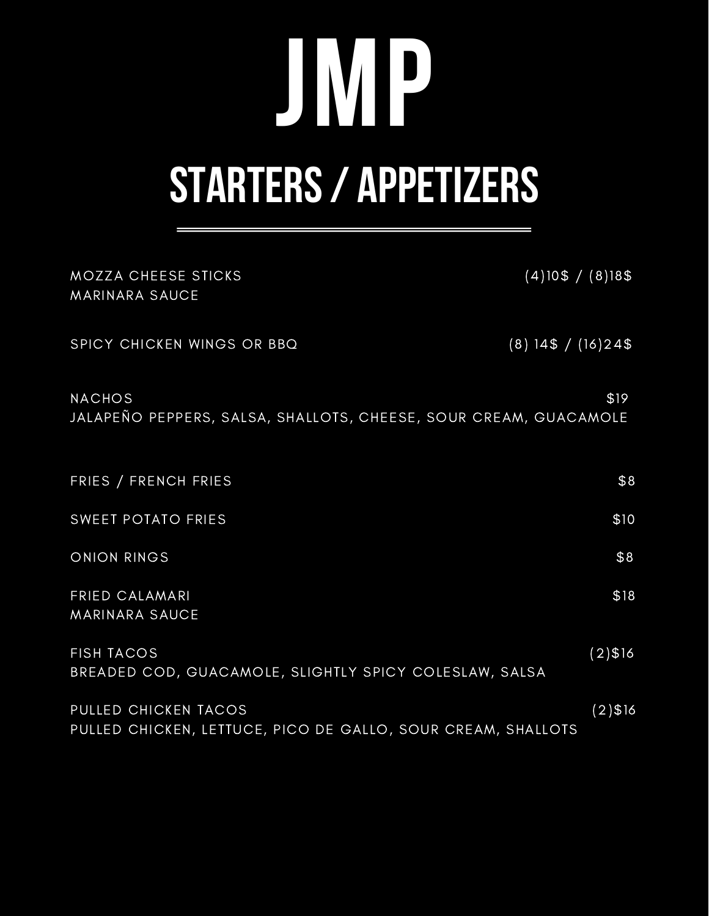# JMP

## STARTERS / APPETIZERS

MOZZA CHEESE STICKS (4)10$ / (8)18$
MARINARA SAUCE

SPICY CHICKEN WINGS OR BBQ (8) 14$ / (16)24$

NACHOS $19
JALAPEÑO PEPPERS, SALSA, SHALLOTS, CHEESE, SOUR CREAM, GUACAMOLE

FRIES / FRENCH FRIES $8

SWEET POTATO FRIES $10

ONION RINGS $8

FRIED CALAMARI $18
MARINARA SAUCE

FISH TACOS (2)$16
BREADED COD, GUACAMOLE, SLIGHTLY SPICY COLESLAW, SALSA

PULLED CHICKEN TACOS (2)$16
PULLED CHICKEN, LETTUCE, PICO DE GALLO, SOUR CREAM, SHALLOTS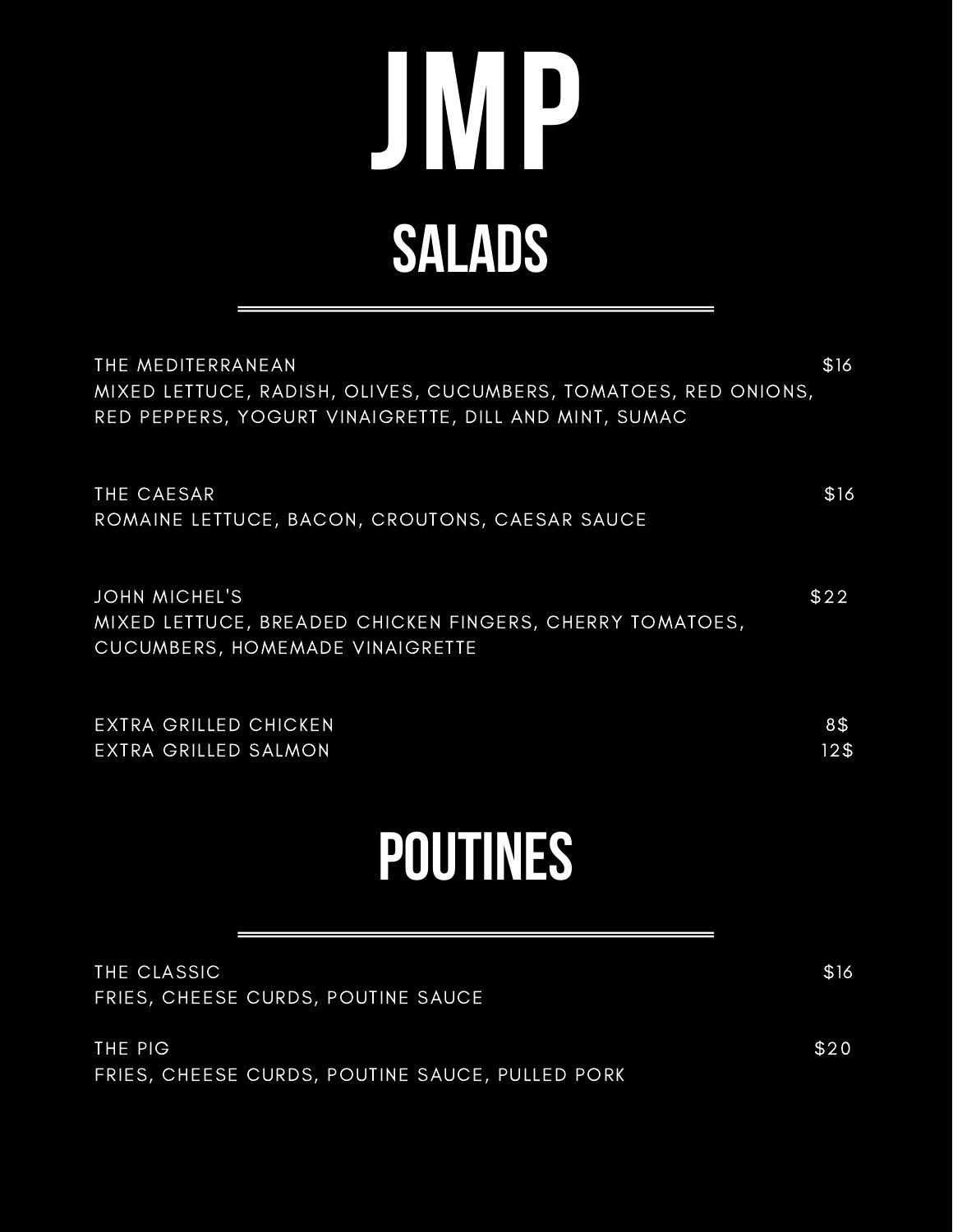# JMP

## SALADS

THE MEDITERRANEAN $16
MIXED LETTUCE, RADISH, OLIVES, CUCUMBERS, TOMATOES, RED ONIONS, RED PEPPERS, YOGURT VINAIGRETTE, DILL AND MINT, SUMAC

THE CAESAR $16
ROMAINE LETTUCE, BACON, CROUTONS, CAESAR SAUCE

JOHN MICHEL'S $22
MIXED LETTUCE, BREADED CHICKEN FINGERS, CHERRY TOMATOES, CUCUMBERS, HOMEMADE VINAIGRETTE

EXTRA GRILLED CHICKEN 8$
EXTRA GRILLED SALMON 12$

## POUTINES

THE CLASSIC $16
FRIES, CHEESE CURDS, POUTINE SAUCE

THE PIG $20
FRIES, CHEESE CURDS, POUTINE SAUCE, PULLED PORK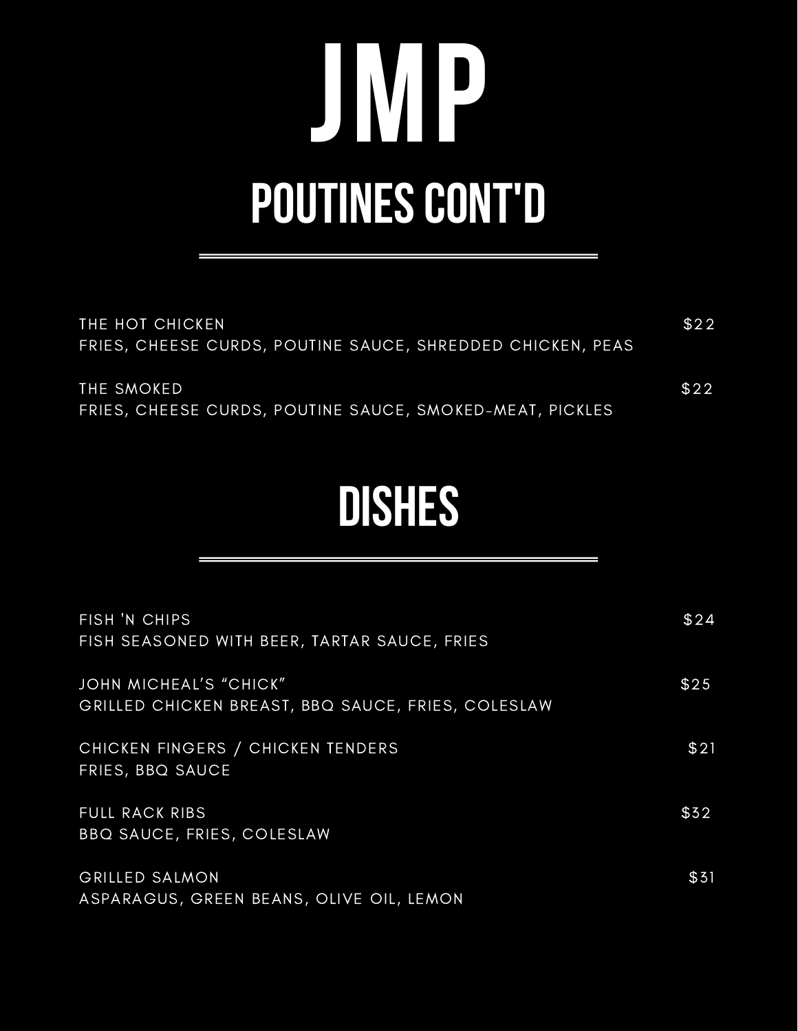# JMP

## POUTINES CONT'D

THE HOT CHICKEN — $22
FRIES, CHEESE CURDS, POUTINE SAUCE, SHREDDED CHICKEN, PEAS

THE SMOKED — $22
FRIES, CHEESE CURDS, POUTINE SAUCE, SMOKED-MEAT, PICKLES

## DISHES

FISH 'N CHIPS — $24
FISH SEASONED WITH BEER, TARTAR SAUCE, FRIES

JOHN MICHEAL'S "CHICK" — $25
GRILLED CHICKEN BREAST, BBQ SAUCE, FRIES, COLESLAW

CHICKEN FINGERS / CHICKEN TENDERS — $21
FRIES, BBQ SAUCE

FULL RACK RIBS — $32
BBQ SAUCE, FRIES, COLESLAW

GRILLED SALMON — $31
ASPARAGUS, GREEN BEANS, OLIVE OIL, LEMON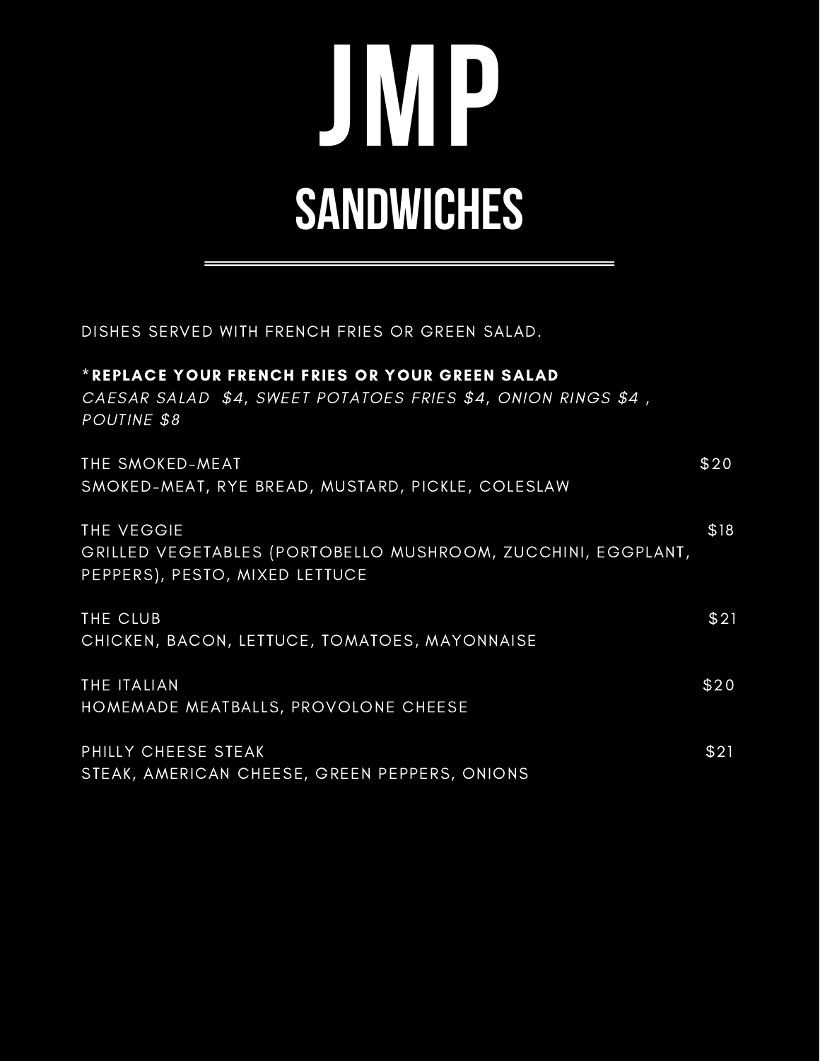# JMP

## SANDWICHES

DISHES SERVED WITH FRENCH FRIES OR GREEN SALAD.

***REPLACE YOUR FRENCH FRIES OR YOUR GREEN SALAD**
*CAESAR SALAD $4, SWEET POTATOES FRIES $4, ONION RINGS $4 , POUTINE $8*

THE SMOKED-MEAT $20
SMOKED-MEAT, RYE BREAD, MUSTARD, PICKLE, COLESLAW

THE VEGGIE $18
GRILLED VEGETABLES (PORTOBELLO MUSHROOM, ZUCCHINI, EGGPLANT, PEPPERS), PESTO, MIXED LETTUCE

THE CLUB $21
CHICKEN, BACON, LETTUCE, TOMATOES, MAYONNAISE

THE ITALIAN $20
HOMEMADE MEATBALLS, PROVOLONE CHEESE

PHILLY CHEESE STEAK $21
STEAK, AMERICAN CHEESE, GREEN PEPPERS, ONIONS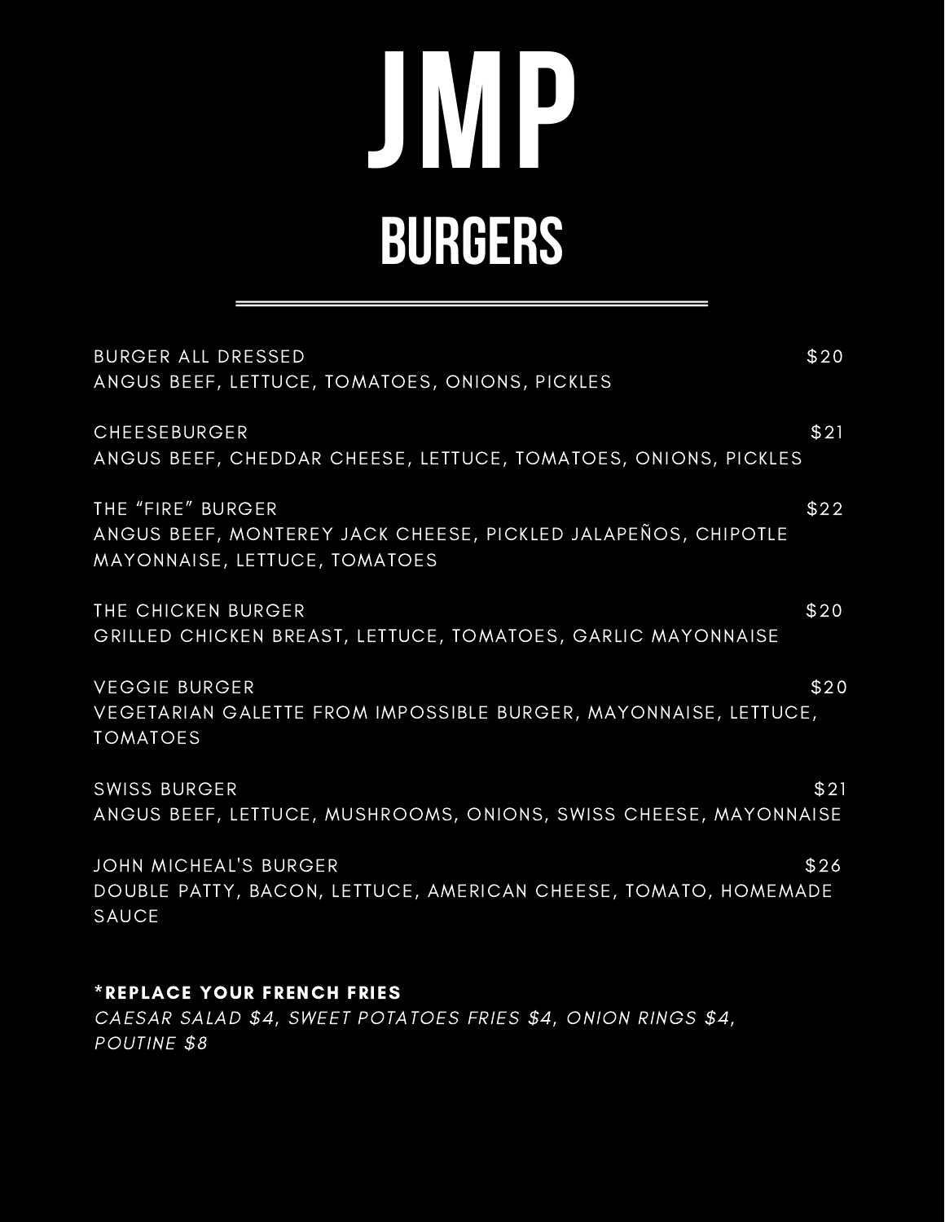# JMP

## BURGERS

---

**BURGER ALL DRESSED** $20
ANGUS BEEF, LETTUCE, TOMATOES, ONIONS, PICKLES

**CHEESEBURGER** $21
ANGUS BEEF, CHEDDAR CHEESE, LETTUCE, TOMATOES, ONIONS, PICKLES

**THE "FIRE" BURGER** $22
ANGUS BEEF, MONTEREY JACK CHEESE, PICKLED JALAPEÑOS, CHIPOTLE MAYONNAISE, LETTUCE, TOMATOES

**THE CHICKEN BURGER** $20
GRILLED CHICKEN BREAST, LETTUCE, TOMATOES, GARLIC MAYONNAISE

**VEGGIE BURGER** $20
VEGETARIAN GALETTE FROM IMPOSSIBLE BURGER, MAYONNAISE, LETTUCE, TOMATOES

**SWISS BURGER** $21
ANGUS BEEF, LETTUCE, MUSHROOMS, ONIONS, SWISS CHEESE, MAYONNAISE

**JOHN MICHEAL'S BURGER** $26
DOUBLE PATTY, BACON, LETTUCE, AMERICAN CHEESE, TOMATO, HOMEMADE SAUCE

**\*REPLACE YOUR FRENCH FRIES**
*CAESAR SALAD $4, SWEET POTATOES FRIES $4, ONION RINGS $4, POUTINE $8*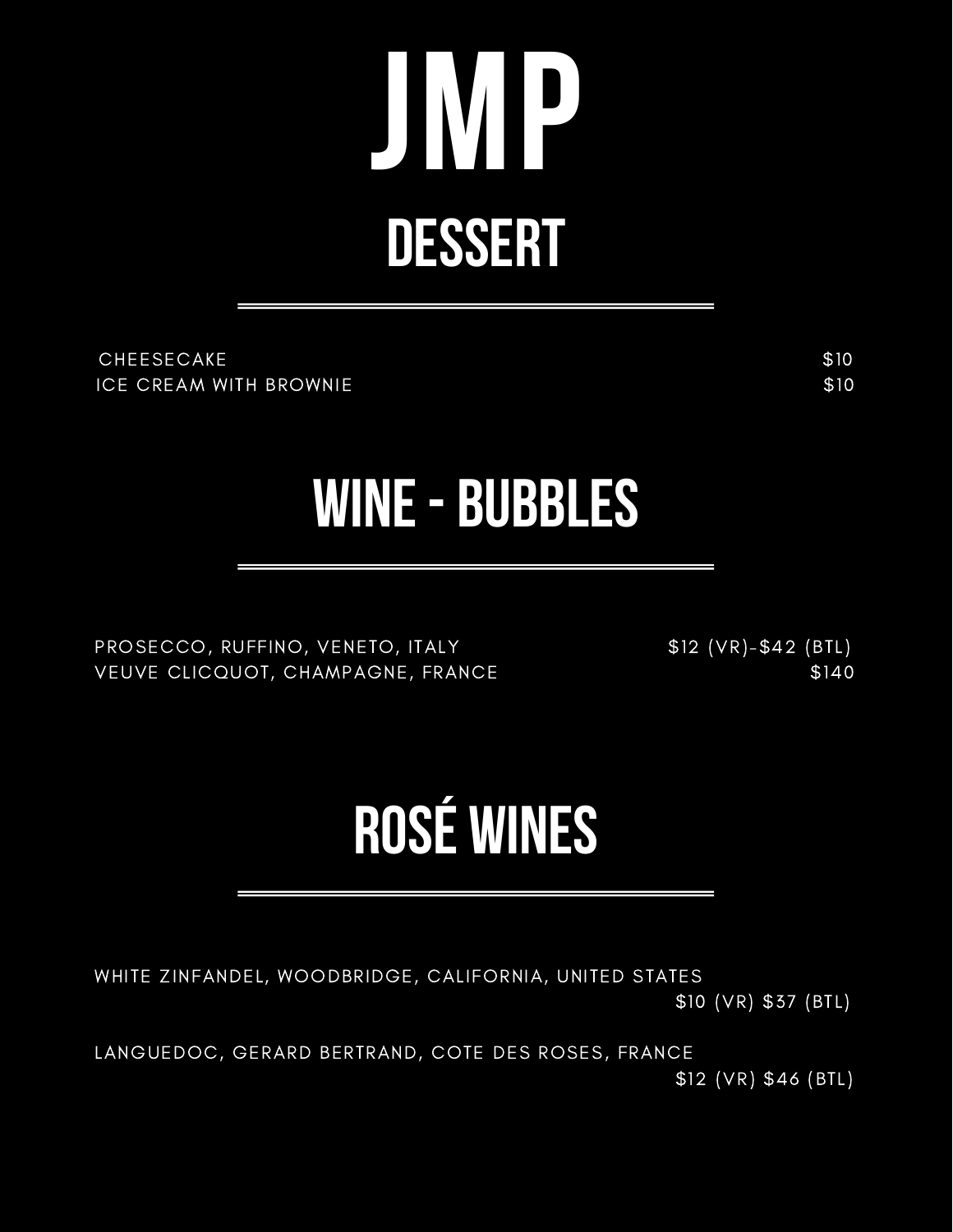# JMP

## DESSERT

| | |
|---|---|
| CHEESECAKE | $10 |
| ICE CREAM WITH BROWNIE | $10 |

## WINE - BUBBLES

| | |
|---|---|
| PROSECCO, RUFFINO, VENETO, ITALY | $12 (VR)-$42 (BTL) |
| VEUVE CLICQUOT, CHAMPAGNE, FRANCE | $140 |

## ROSÉ WINES

WHITE ZINFANDEL, WOODBRIDGE, CALIFORNIA, UNITED STATES
$10 (VR) $37 (BTL)

LANGUEDOC, GERARD BERTRAND, COTE DES ROSES, FRANCE
$12 (VR) $46 (BTL)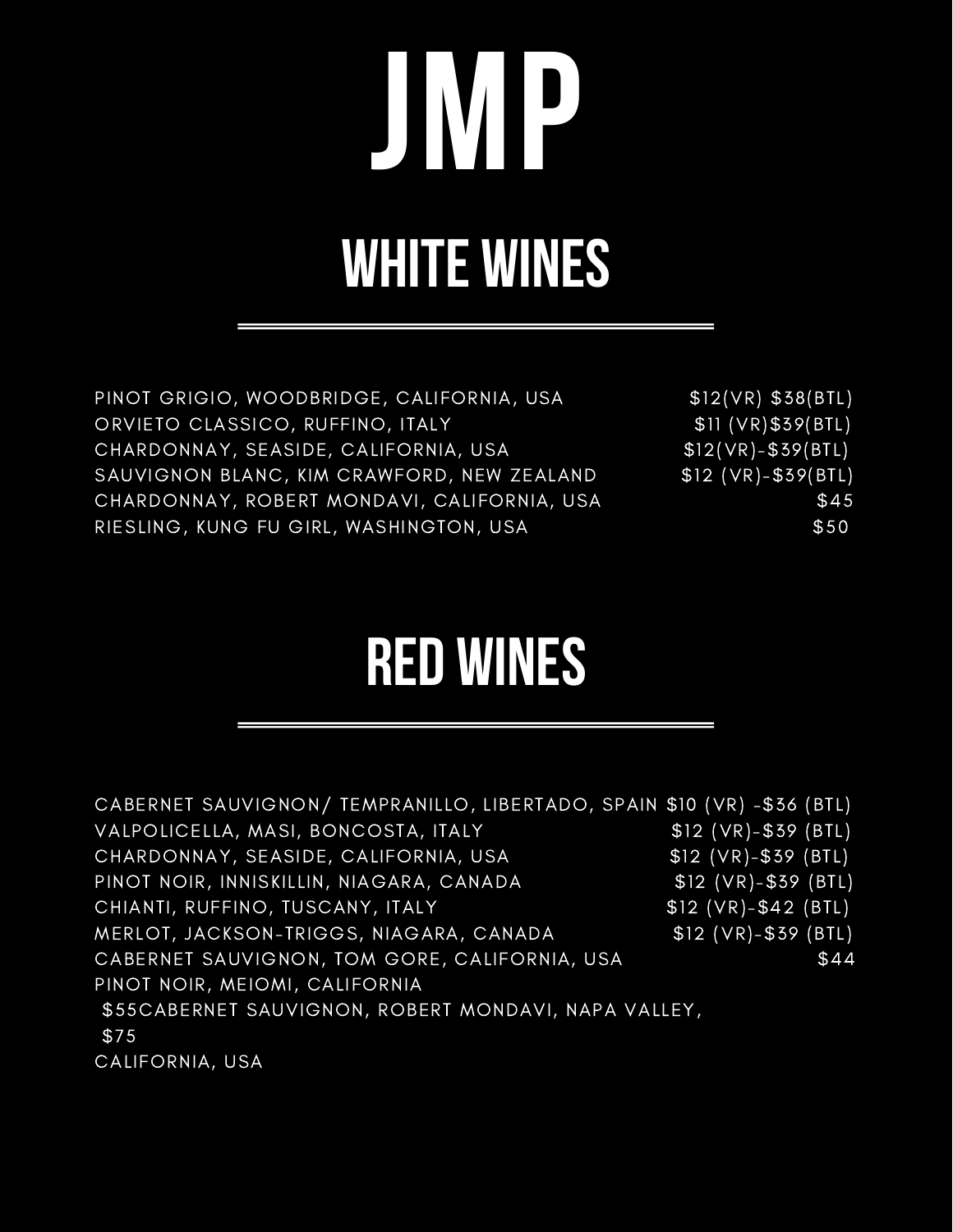# JMP

## WHITE WINES

PINOT GRIGIO, WOODBRIDGE, CALIFORNIA, USA $12(VR) $38(BTL)
ORVIETO CLASSICO, RUFFINO, ITALY $11 (VR)$39(BTL)
CHARDONNAY, SEASIDE, CALIFORNIA, USA $12(VR)-$39(BTL)
SAUVIGNON BLANC, KIM CRAWFORD, NEW ZEALAND $12 (VR)-$39(BTL)
CHARDONNAY, ROBERT MONDAVI, CALIFORNIA, USA $45
RIESLING, KUNG FU GIRL, WASHINGTON, USA $50

## RED WINES

CABERNET SAUVIGNON/ TEMPRANILLO, LIBERTADO, SPAIN $10 (VR) -$36 (BTL)
VALPOLICELLA, MASI, BONCOSTA, ITALY $12 (VR)-$39 (BTL)
CHARDONNAY, SEASIDE, CALIFORNIA, USA $12 (VR)-$39 (BTL)
PINOT NOIR, INNISKILLIN, NIAGARA, CANADA $12 (VR)-$39 (BTL)
CHIANTI, RUFFINO, TUSCANY, ITALY $12 (VR)-$42 (BTL)
MERLOT, JACKSON-TRIGGS, NIAGARA, CANADA $12 (VR)-$39 (BTL)
CABERNET SAUVIGNON, TOM GORE, CALIFORNIA, USA $44
PINOT NOIR, MEIOMI, CALIFORNIA
$55CABERNET SAUVIGNON, ROBERT MONDAVI, NAPA VALLEY,
$75
CALIFORNIA, USA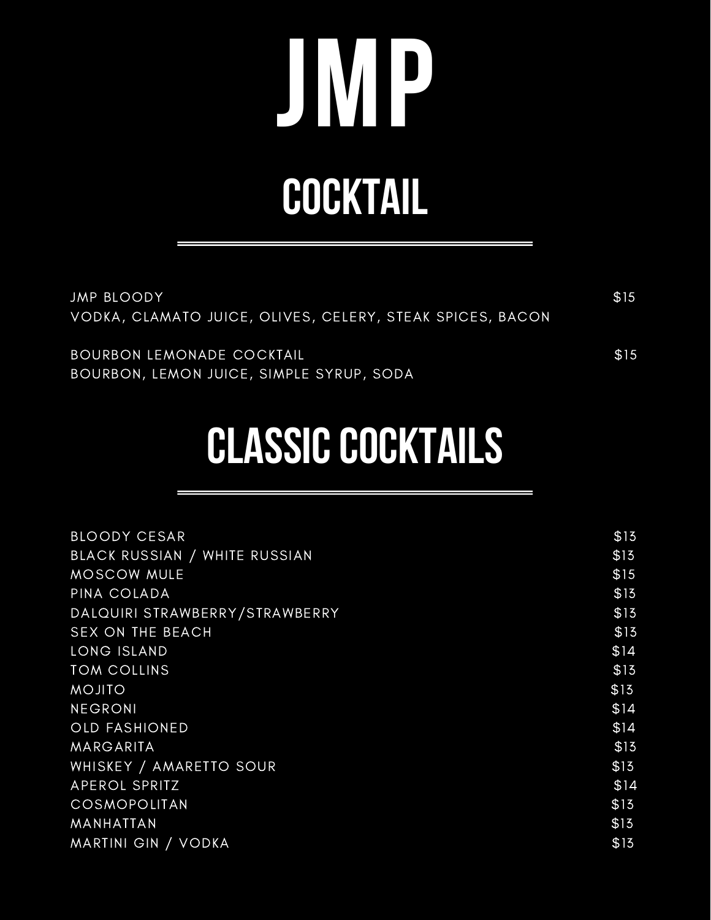# JMP

## COCKTAIL

| | |
|---|---|
| JMP BLOODY<br>VODKA, CLAMATO JUICE, OLIVES, CELERY, STEAK SPICES, BACON | $15 |
| BOURBON LEMONADE COCKTAIL<br>BOURBON, LEMON JUICE, SIMPLE SYRUP, SODA | $15 |

## CLASSIC COCKTAILS

| | |
|---|---|
| BLOODY CESAR | $13 |
| BLACK RUSSIAN / WHITE RUSSIAN | $13 |
| MOSCOW MULE | $15 |
| PINA COLADA | $13 |
| DALQUIRI STRAWBERRY/STRAWBERRY | $13 |
| SEX ON THE BEACH | $13 |
| LONG ISLAND | $14 |
| TOM COLLINS | $13 |
| MOJITO | $13 |
| NEGRONI | $14 |
| OLD FASHIONED | $14 |
| MARGARITA | $13 |
| WHISKEY / AMARETTO SOUR | $13 |
| APEROL SPRITZ | $14 |
| COSMOPOLITAN | $13 |
| MANHATTAN | $13 |
| MARTINI GIN / VODKA | $13 |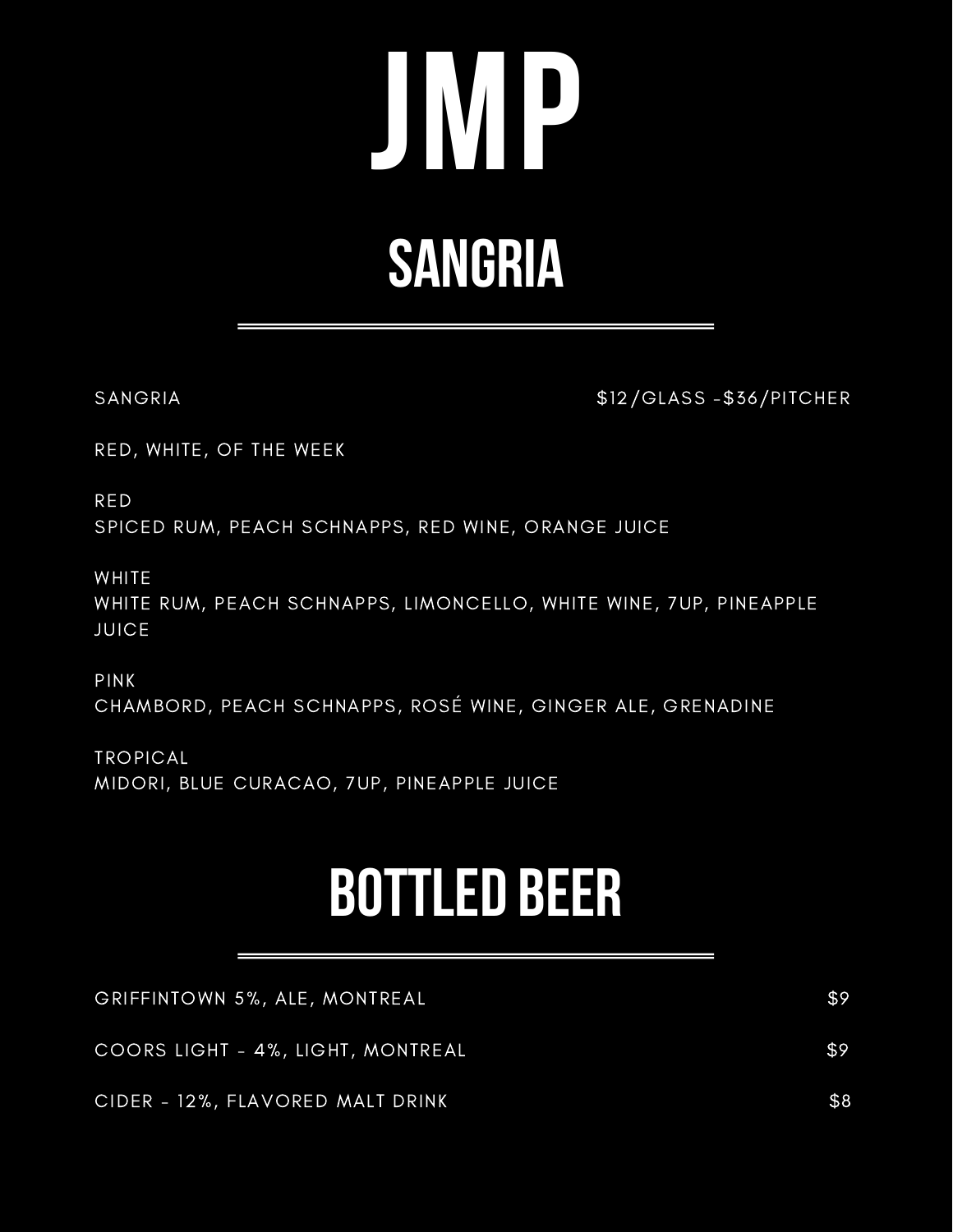# JMP

## SANGRIA

SANGRIA — $12/GLASS -$36/PITCHER

RED, WHITE, OF THE WEEK

RED
SPICED RUM, PEACH SCHNAPPS, RED WINE, ORANGE JUICE

WHITE
WHITE RUM, PEACH SCHNAPPS, LIMONCELLO, WHITE WINE, 7UP, PINEAPPLE JUICE

PINK
CHAMBORD, PEACH SCHNAPPS, ROSÉ WINE, GINGER ALE, GRENADINE

TROPICAL
MIDORI, BLUE CURACAO, 7UP, PINEAPPLE JUICE

## BOTTLED BEER

GRIFFINTOWN 5%, ALE, MONTREAL — $9

COORS LIGHT - 4%, LIGHT, MONTREAL — $9

CIDER - 12%, FLAVORED MALT DRINK — $8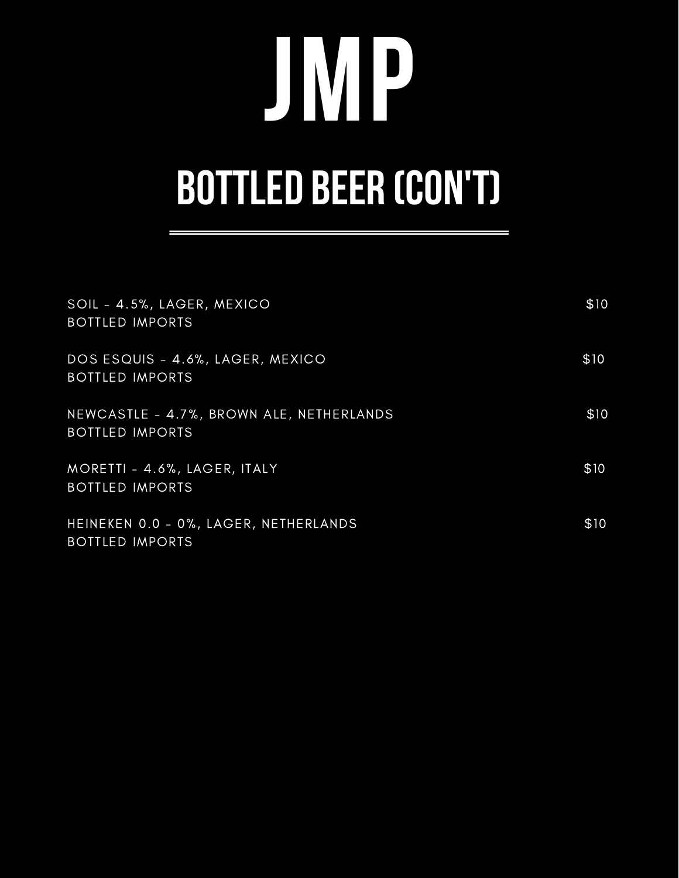# JMP

## BOTTLED BEER (CON'T)

SOIL - 4.5%, LAGER, MEXICO $10
BOTTLED IMPORTS

DOS ESQUIS - 4.6%, LAGER, MEXICO $10
BOTTLED IMPORTS

NEWCASTLE - 4.7%, BROWN ALE, NETHERLANDS $10
BOTTLED IMPORTS

MORETTI - 4.6%, LAGER, ITALY $10
BOTTLED IMPORTS

HEINEKEN 0.0 - 0%, LAGER, NETHERLANDS $10
BOTTLED IMPORTS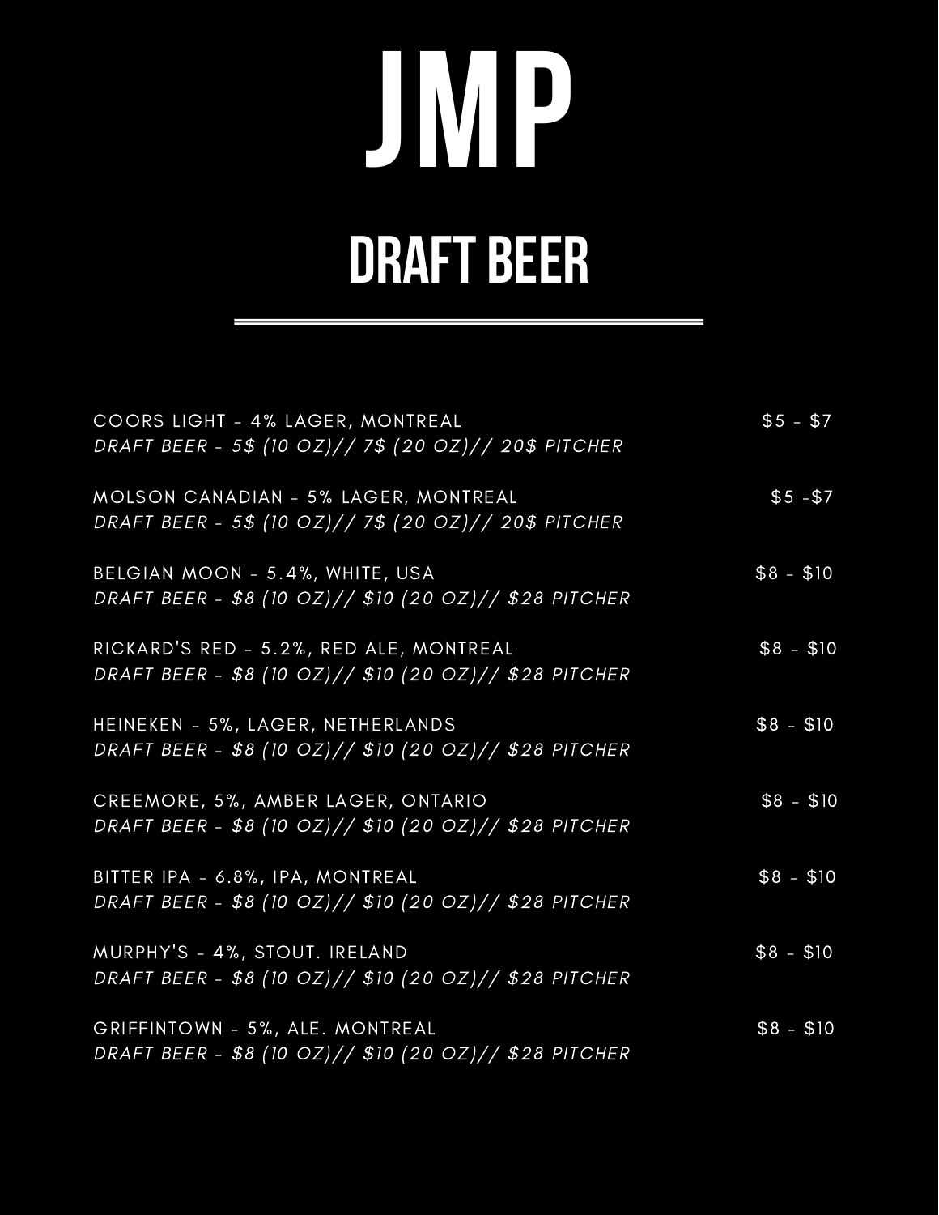# JMP

## DRAFT BEER

COORS LIGHT - 4% LAGER, MONTREAL $5 - $7
*DRAFT BEER - 5$ (10 OZ)// 7$ (20 OZ)// 20$ PITCHER*

MOLSON CANADIAN - 5% LAGER, MONTREAL $5 -$7
*DRAFT BEER - 5$ (10 OZ)// 7$ (20 OZ)// 20$ PITCHER*

BELGIAN MOON - 5.4%, WHITE, USA $8 - $10
*DRAFT BEER - $8 (10 OZ)// $10 (20 OZ)// $28 PITCHER*

RICKARD'S RED - 5.2%, RED ALE, MONTREAL $8 - $10
*DRAFT BEER - $8 (10 OZ)// $10 (20 OZ)// $28 PITCHER*

HEINEKEN - 5%, LAGER, NETHERLANDS $8 - $10
*DRAFT BEER - $8 (10 OZ)// $10 (20 OZ)// $28 PITCHER*

CREEMORE, 5%, AMBER LAGER, ONTARIO $8 - $10
*DRAFT BEER - $8 (10 OZ)// $10 (20 OZ)// $28 PITCHER*

BITTER IPA - 6.8%, IPA, MONTREAL $8 - $10
*DRAFT BEER - $8 (10 OZ)// $10 (20 OZ)// $28 PITCHER*

MURPHY'S - 4%, STOUT. IRELAND $8 - $10
*DRAFT BEER - $8 (10 OZ)// $10 (20 OZ)// $28 PITCHER*

GRIFFINTOWN - 5%, ALE. MONTREAL $8 - $10
*DRAFT BEER - $8 (10 OZ)// $10 (20 OZ)// $28 PITCHER*